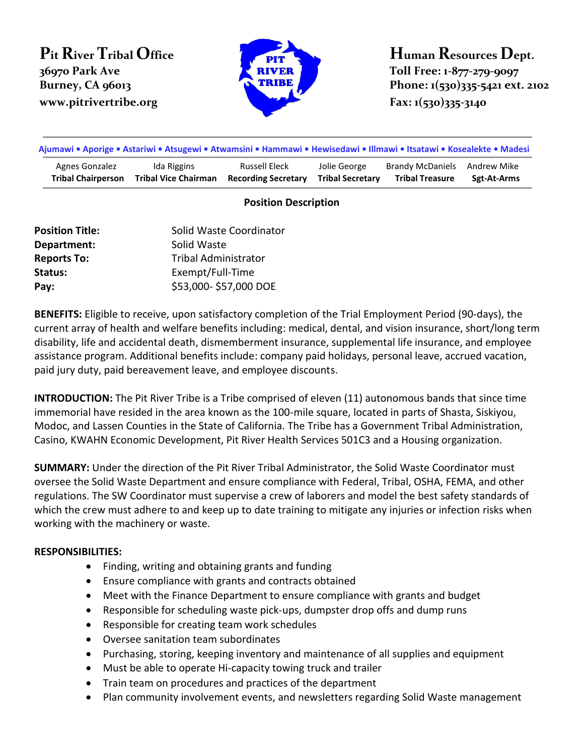**Pit River Tribal Office**
36970 Park Ave
Burney, CA 96013
www.pitrivertribe.org

**Human Resources Dept.**
Toll Free: 1-877-279-9097
Phone: 1(530)335-5421 ext. 2102
Fax: 1(530)335-3140

Ajumawi • Aporige • Astariwi • Atsugewi • Atwamsini • Hammawi • Hewisedawi • Illmawi • Itsatawi • Kosealekte • Madesi

| Agnes Gonzalez | Ida Riggins | Russell Eleck | Jolie George | Brandy McDaniels | Andrew Mike |
|---|---|---|---|---|---|
| **Tribal Chairperson** | **Tribal Vice Chairman** | **Recording Secretary** | **Tribal Secretary** | **Tribal Treasure** | **Sgt-At-Arms** |

## Position Description

| | |
|---|---|
| **Position Title:** | Solid Waste Coordinator |
| **Department:** | Solid Waste |
| **Reports To:** | Tribal Administrator |
| **Status:** | Exempt/Full-Time |
| **Pay:** | $53,000- $57,000 DOE |

**BENEFITS:** Eligible to receive, upon satisfactory completion of the Trial Employment Period (90-days), the current array of health and welfare benefits including: medical, dental, and vision insurance, short/long term disability, life and accidental death, dismemberment insurance, supplemental life insurance, and employee assistance program. Additional benefits include: company paid holidays, personal leave, accrued vacation, paid jury duty, paid bereavement leave, and employee discounts.

**INTRODUCTION:** The Pit River Tribe is a Tribe comprised of eleven (11) autonomous bands that since time immemorial have resided in the area known as the 100-mile square, located in parts of Shasta, Siskiyou, Modoc, and Lassen Counties in the State of California. The Tribe has a Government Tribal Administration, Casino, KWAHN Economic Development, Pit River Health Services 501C3 and a Housing organization.

**SUMMARY:** Under the direction of the Pit River Tribal Administrator, the Solid Waste Coordinator must oversee the Solid Waste Department and ensure compliance with Federal, Tribal, OSHA, FEMA, and other regulations. The SW Coordinator must supervise a crew of laborers and model the best safety standards of which the crew must adhere to and keep up to date training to mitigate any injuries or infection risks when working with the machinery or waste.

**RESPONSIBILITIES:**

- Finding, writing and obtaining grants and funding
- Ensure compliance with grants and contracts obtained
- Meet with the Finance Department to ensure compliance with grants and budget
- Responsible for scheduling waste pick-ups, dumpster drop offs and dump runs
- Responsible for creating team work schedules
- Oversee sanitation team subordinates
- Purchasing, storing, keeping inventory and maintenance of all supplies and equipment
- Must be able to operate Hi-capacity towing truck and trailer
- Train team on procedures and practices of the department
- Plan community involvement events, and newsletters regarding Solid Waste management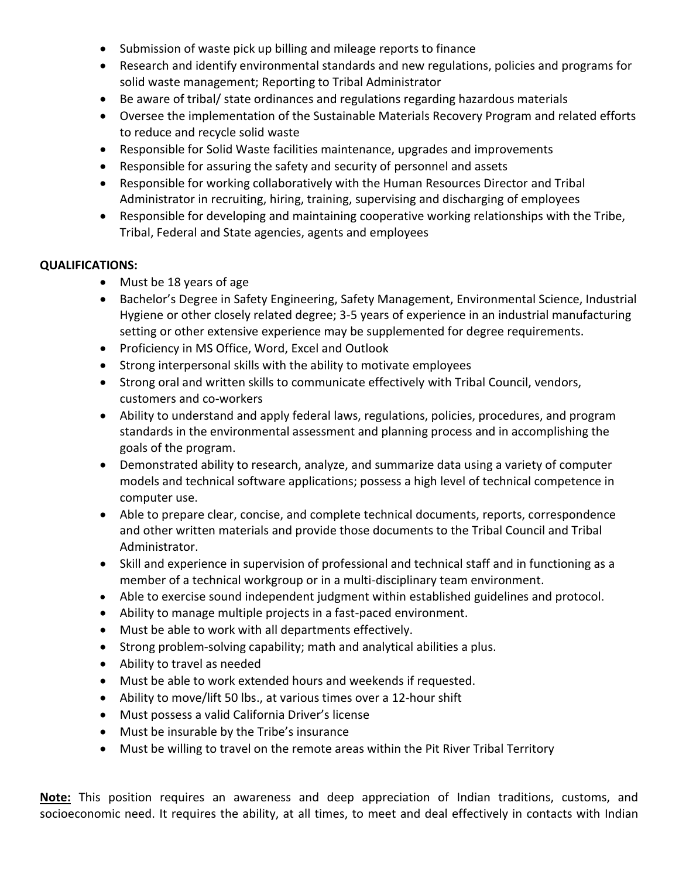- Submission of waste pick up billing and mileage reports to finance
- Research and identify environmental standards and new regulations, policies and programs for solid waste management; Reporting to Tribal Administrator
- Be aware of tribal/ state ordinances and regulations regarding hazardous materials
- Oversee the implementation of the Sustainable Materials Recovery Program and related efforts to reduce and recycle solid waste
- Responsible for Solid Waste facilities maintenance, upgrades and improvements
- Responsible for assuring the safety and security of personnel and assets
- Responsible for working collaboratively with the Human Resources Director and Tribal Administrator in recruiting, hiring, training, supervising and discharging of employees
- Responsible for developing and maintaining cooperative working relationships with the Tribe, Tribal, Federal and State agencies, agents and employees

**QUALIFICATIONS:**

- Must be 18 years of age
- Bachelor's Degree in Safety Engineering, Safety Management, Environmental Science, Industrial Hygiene or other closely related degree; 3-5 years of experience in an industrial manufacturing setting or other extensive experience may be supplemented for degree requirements.
- Proficiency in MS Office, Word, Excel and Outlook
- Strong interpersonal skills with the ability to motivate employees
- Strong oral and written skills to communicate effectively with Tribal Council, vendors, customers and co-workers
- Ability to understand and apply federal laws, regulations, policies, procedures, and program standards in the environmental assessment and planning process and in accomplishing the goals of the program.
- Demonstrated ability to research, analyze, and summarize data using a variety of computer models and technical software applications; possess a high level of technical competence in computer use.
- Able to prepare clear, concise, and complete technical documents, reports, correspondence and other written materials and provide those documents to the Tribal Council and Tribal Administrator.
- Skill and experience in supervision of professional and technical staff and in functioning as a member of a technical workgroup or in a multi-disciplinary team environment.
- Able to exercise sound independent judgment within established guidelines and protocol.
- Ability to manage multiple projects in a fast-paced environment.
- Must be able to work with all departments effectively.
- Strong problem-solving capability; math and analytical abilities a plus.
- Ability to travel as needed
- Must be able to work extended hours and weekends if requested.
- Ability to move/lift 50 lbs., at various times over a 12-hour shift
- Must possess a valid California Driver's license
- Must be insurable by the Tribe's insurance
- Must be willing to travel on the remote areas within the Pit River Tribal Territory

**Note:** This position requires an awareness and deep appreciation of Indian traditions, customs, and socioeconomic need. It requires the ability, at all times, to meet and deal effectively in contacts with Indian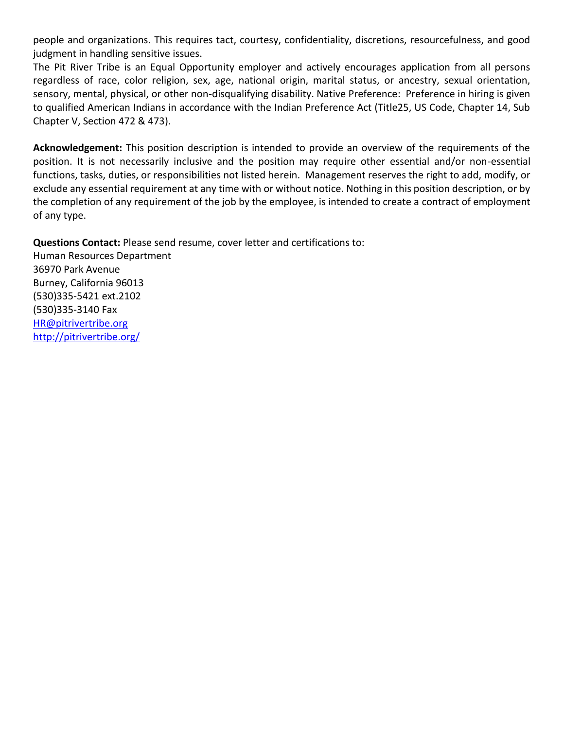people and organizations. This requires tact, courtesy, confidentiality, discretions, resourcefulness, and good judgment in handling sensitive issues.

The Pit River Tribe is an Equal Opportunity employer and actively encourages application from all persons regardless of race, color religion, sex, age, national origin, marital status, or ancestry, sexual orientation, sensory, mental, physical, or other non-disqualifying disability. Native Preference: Preference in hiring is given to qualified American Indians in accordance with the Indian Preference Act (Title25, US Code, Chapter 14, Sub Chapter V, Section 472 & 473).

**Acknowledgement:** This position description is intended to provide an overview of the requirements of the position. It is not necessarily inclusive and the position may require other essential and/or non-essential functions, tasks, duties, or responsibilities not listed herein. Management reserves the right to add, modify, or exclude any essential requirement at any time with or without notice. Nothing in this position description, or by the completion of any requirement of the job by the employee, is intended to create a contract of employment of any type.

**Questions Contact:** Please send resume, cover letter and certifications to:
Human Resources Department
36970 Park Avenue
Burney, California 96013
(530)335-5421 ext.2102
(530)335-3140 Fax
[HR@pitrivertribe.org](mailto:HR@pitrivertribe.org)
[http://pitrivertribe.org/](http://pitrivertribe.org/)